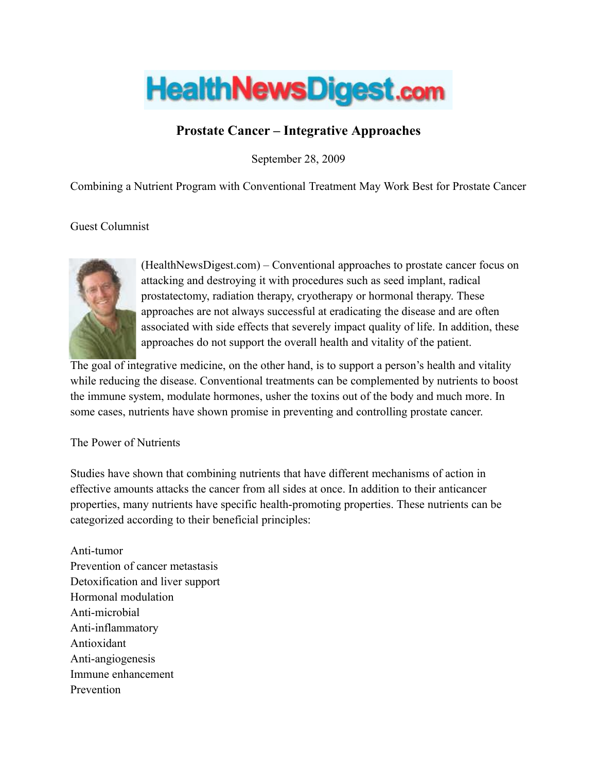# Prostate Cancer – Integrative Approaches

September 28, 2009

Combining a Nutrient Program with Conventional Treatment May Work Best for Prostate Cancer

Guest Columnist

(HealthNewsDigest.com) – Conventional approaches to prostate cancer focus on attacking and destroying it with procedures such as seed implant, radical prostatectomy, radiation therapy, cryotherapy or hormonal therapy. These approaches are not always successful at eradicating the disease and are often associated with side effects that severely impact quality of life. In addition, these approaches do not support the overall health and vitality of the patient.

The goal of integrative medicine, on the other hand, is to support a person's health and vitality while reducing the disease. Conventional treatments can be complemented by nutrients to boost the immune system, modulate hormones, usher the toxins out of the body and much more. In some cases, nutrients have shown promise in preventing and controlling prostate cancer.

## The Power of Nutrients

Studies have shown that combining nutrients that have different mechanisms of action in effective amounts attacks the cancer from all sides at once. In addition to their anticancer properties, many nutrients have specific health-promoting properties. These nutrients can be categorized according to their beneficial principles:

- Anti-tumor
- Prevention of cancer metastasis
- Detoxification and liver support
- Hormonal modulation
- Anti-microbial
- Anti-inflammatory
- Antioxidant
- Anti-angiogenesis
- Immune enhancement
- Prevention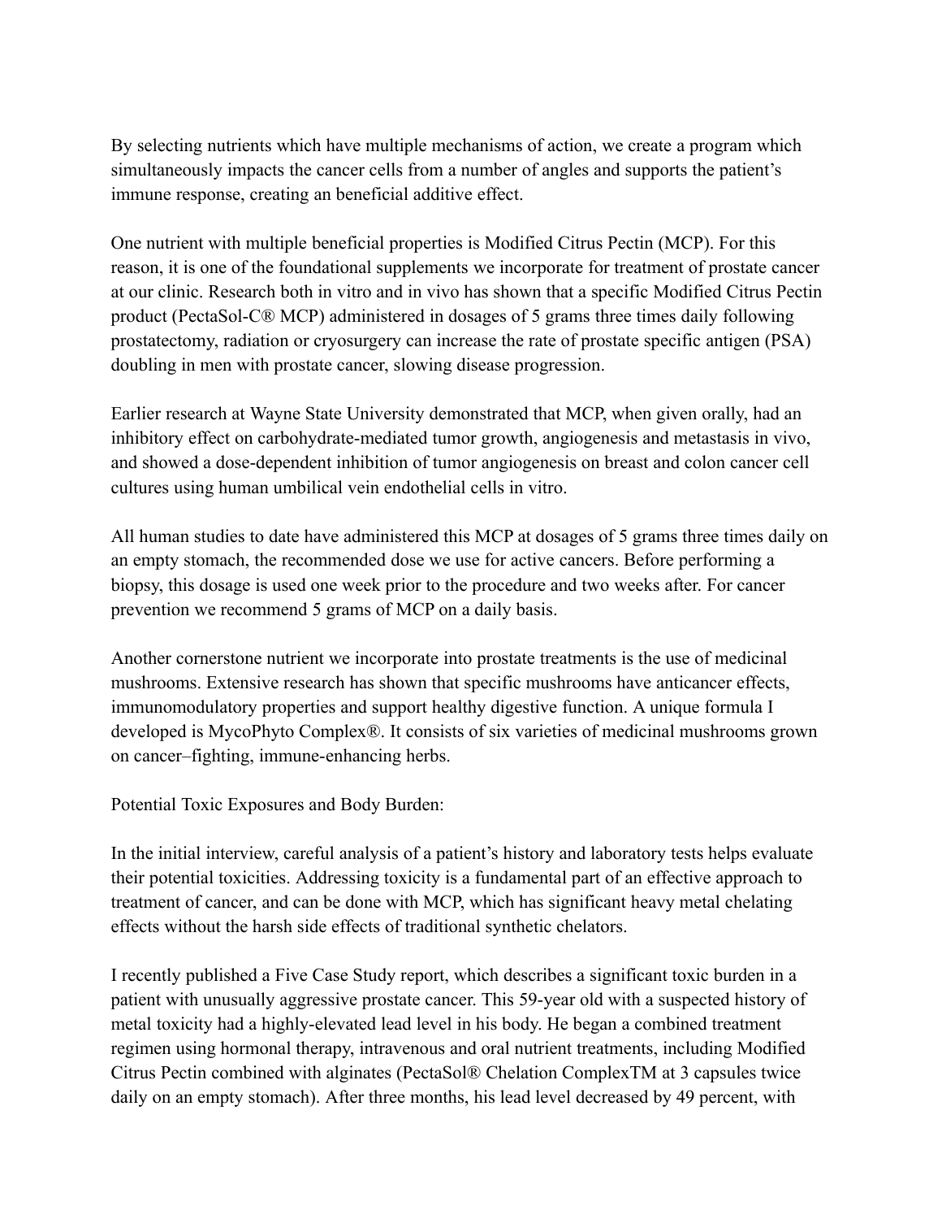By selecting nutrients which have multiple mechanisms of action, we create a program which simultaneously impacts the cancer cells from a number of angles and supports the patient's immune response, creating an beneficial additive effect.

One nutrient with multiple beneficial properties is Modified Citrus Pectin (MCP). For this reason, it is one of the foundational supplements we incorporate for treatment of prostate cancer at our clinic. Research both in vitro and in vivo has shown that a specific Modified Citrus Pectin product (PectaSol-C® MCP) administered in dosages of 5 grams three times daily following prostatectomy, radiation or cryosurgery can increase the rate of prostate specific antigen (PSA) doubling in men with prostate cancer, slowing disease progression.

Earlier research at Wayne State University demonstrated that MCP, when given orally, had an inhibitory effect on carbohydrate-mediated tumor growth, angiogenesis and metastasis in vivo, and showed a dose-dependent inhibition of tumor angiogenesis on breast and colon cancer cell cultures using human umbilical vein endothelial cells in vitro.

All human studies to date have administered this MCP at dosages of 5 grams three times daily on an empty stomach, the recommended dose we use for active cancers. Before performing a biopsy, this dosage is used one week prior to the procedure and two weeks after. For cancer prevention we recommend 5 grams of MCP on a daily basis.

Another cornerstone nutrient we incorporate into prostate treatments is the use of medicinal mushrooms. Extensive research has shown that specific mushrooms have anticancer effects, immunomodulatory properties and support healthy digestive function. A unique formula I developed is MycoPhyto Complex®. It consists of six varieties of medicinal mushrooms grown on cancer–fighting, immune-enhancing herbs.

Potential Toxic Exposures and Body Burden:

In the initial interview, careful analysis of a patient's history and laboratory tests helps evaluate their potential toxicities. Addressing toxicity is a fundamental part of an effective approach to treatment of cancer, and can be done with MCP, which has significant heavy metal chelating effects without the harsh side effects of traditional synthetic chelators.

I recently published a Five Case Study report, which describes a significant toxic burden in a patient with unusually aggressive prostate cancer. This 59-year old with a suspected history of metal toxicity had a highly-elevated lead level in his body. He began a combined treatment regimen using hormonal therapy, intravenous and oral nutrient treatments, including Modified Citrus Pectin combined with alginates (PectaSol® Chelation ComplexTM at 3 capsules twice daily on an empty stomach). After three months, his lead level decreased by 49 percent, with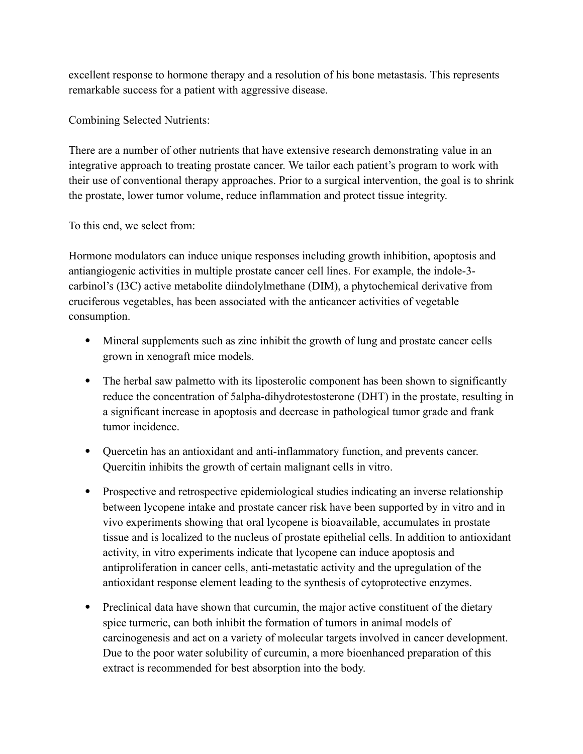excellent response to hormone therapy and a resolution of his bone metastasis. This represents remarkable success for a patient with aggressive disease.

Combining Selected Nutrients:

There are a number of other nutrients that have extensive research demonstrating value in an integrative approach to treating prostate cancer. We tailor each patient's program to work with their use of conventional therapy approaches. Prior to a surgical intervention, the goal is to shrink the prostate, lower tumor volume, reduce inflammation and protect tissue integrity.

To this end, we select from:

Hormone modulators can induce unique responses including growth inhibition, apoptosis and antiangiogenic activities in multiple prostate cancer cell lines. For example, the indole-3-carbinol's (I3C) active metabolite diindolylmethane (DIM), a phytochemical derivative from cruciferous vegetables, has been associated with the anticancer activities of vegetable consumption.

- Mineral supplements such as zinc inhibit the growth of lung and prostate cancer cells grown in xenograft mice models.
- The herbal saw palmetto with its liposterolic component has been shown to significantly reduce the concentration of 5alpha-dihydrotestosterone (DHT) in the prostate, resulting in a significant increase in apoptosis and decrease in pathological tumor grade and frank tumor incidence.
- Quercetin has an antioxidant and anti-inflammatory function, and prevents cancer. Quercitin inhibits the growth of certain malignant cells in vitro.
- Prospective and retrospective epidemiological studies indicating an inverse relationship between lycopene intake and prostate cancer risk have been supported by in vitro and in vivo experiments showing that oral lycopene is bioavailable, accumulates in prostate tissue and is localized to the nucleus of prostate epithelial cells. In addition to antioxidant activity, in vitro experiments indicate that lycopene can induce apoptosis and antiproliferation in cancer cells, anti-metastatic activity and the upregulation of the antioxidant response element leading to the synthesis of cytoprotective enzymes.
- Preclinical data have shown that curcumin, the major active constituent of the dietary spice turmeric, can both inhibit the formation of tumors in animal models of carcinogenesis and act on a variety of molecular targets involved in cancer development. Due to the poor water solubility of curcumin, a more bioenhanced preparation of this extract is recommended for best absorption into the body.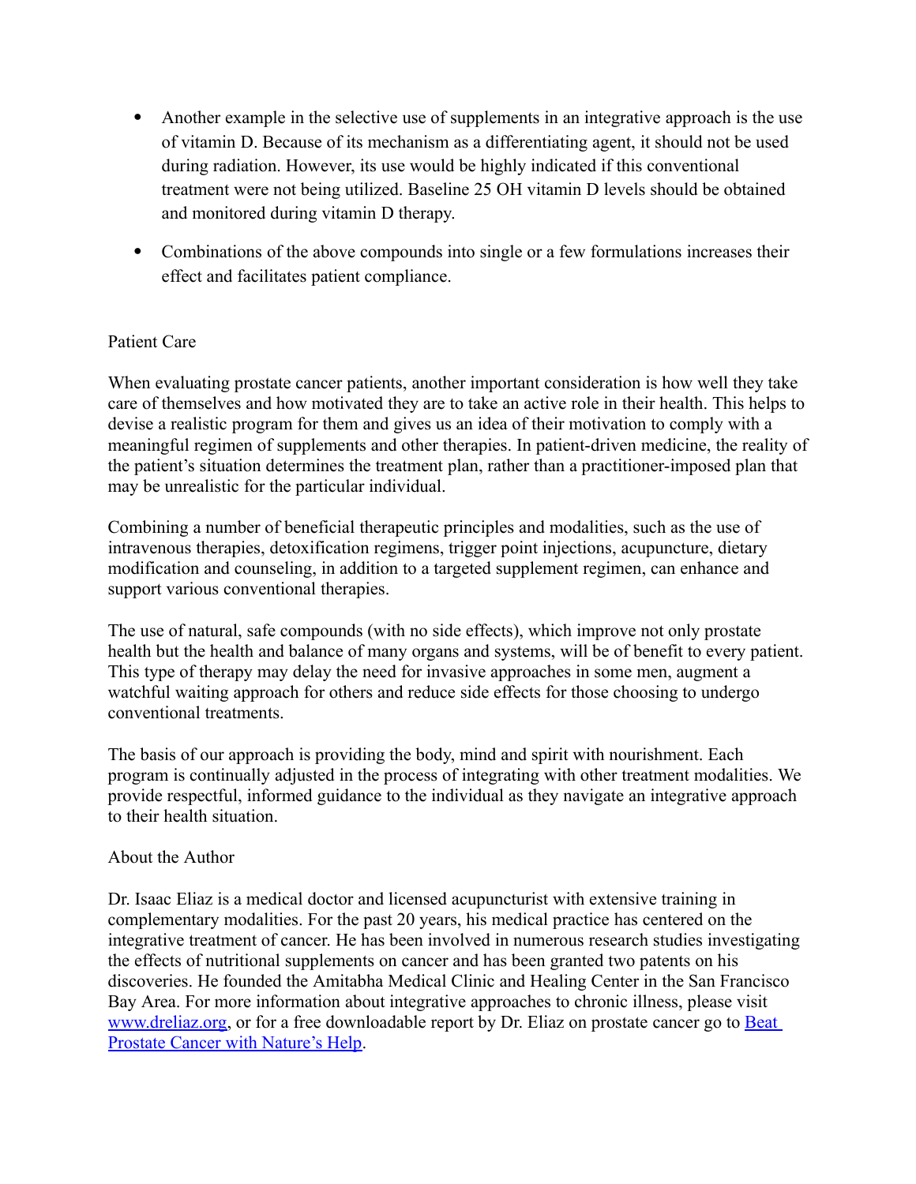- Another example in the selective use of supplements in an integrative approach is the use of vitamin D. Because of its mechanism as a differentiating agent, it should not be used during radiation. However, its use would be highly indicated if this conventional treatment were not being utilized. Baseline 25 OH vitamin D levels should be obtained and monitored during vitamin D therapy.

- Combinations of the above compounds into single or a few formulations increases their effect and facilitates patient compliance.

## Patient Care

When evaluating prostate cancer patients, another important consideration is how well they take care of themselves and how motivated they are to take an active role in their health. This helps to devise a realistic program for them and gives us an idea of their motivation to comply with a meaningful regimen of supplements and other therapies. In patient-driven medicine, the reality of the patient's situation determines the treatment plan, rather than a practitioner-imposed plan that may be unrealistic for the particular individual.

Combining a number of beneficial therapeutic principles and modalities, such as the use of intravenous therapies, detoxification regimens, trigger point injections, acupuncture, dietary modification and counseling, in addition to a targeted supplement regimen, can enhance and support various conventional therapies.

The use of natural, safe compounds (with no side effects), which improve not only prostate health but the health and balance of many organs and systems, will be of benefit to every patient. This type of therapy may delay the need for invasive approaches in some men, augment a watchful waiting approach for others and reduce side effects for those choosing to undergo conventional treatments.

The basis of our approach is providing the body, mind and spirit with nourishment. Each program is continually adjusted in the process of integrating with other treatment modalities. We provide respectful, informed guidance to the individual as they navigate an integrative approach to their health situation.

## About the Author

Dr. Isaac Eliaz is a medical doctor and licensed acupuncturist with extensive training in complementary modalities. For the past 20 years, his medical practice has centered on the integrative treatment of cancer. He has been involved in numerous research studies investigating the effects of nutritional supplements on cancer and has been granted two patents on his discoveries. He founded the Amitabha Medical Clinic and Healing Center in the San Francisco Bay Area. For more information about integrative approaches to chronic illness, please visit www.dreliaz.org, or for a free downloadable report by Dr. Eliaz on prostate cancer go to Beat Prostate Cancer with Nature's Help.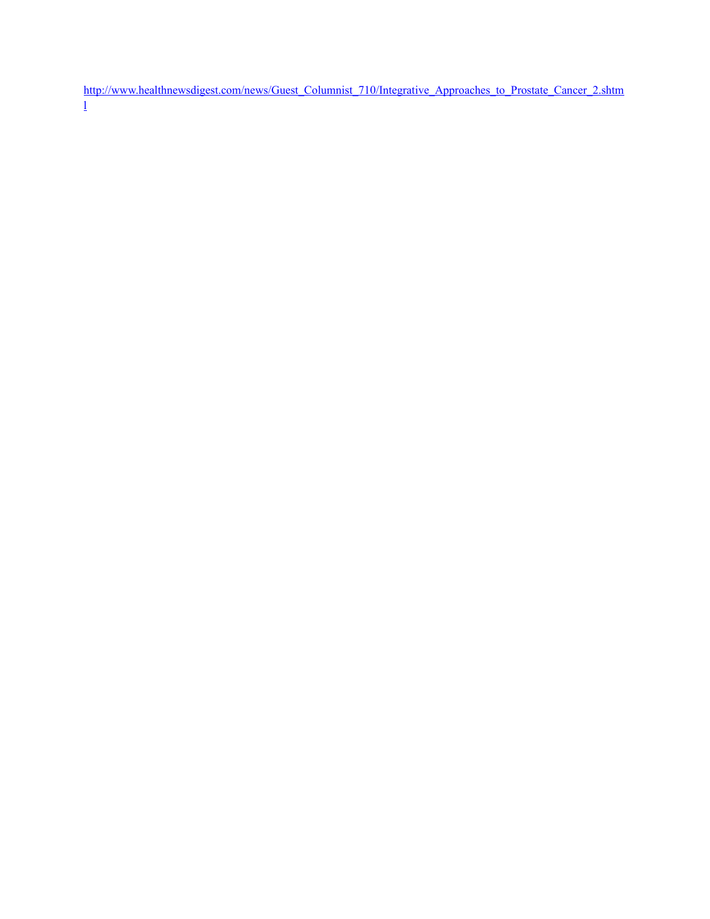http://www.healthnewsdigest.com/news/Guest_Columnist_710/Integrative_Approaches_to_Prostate_Cancer_2.shtml